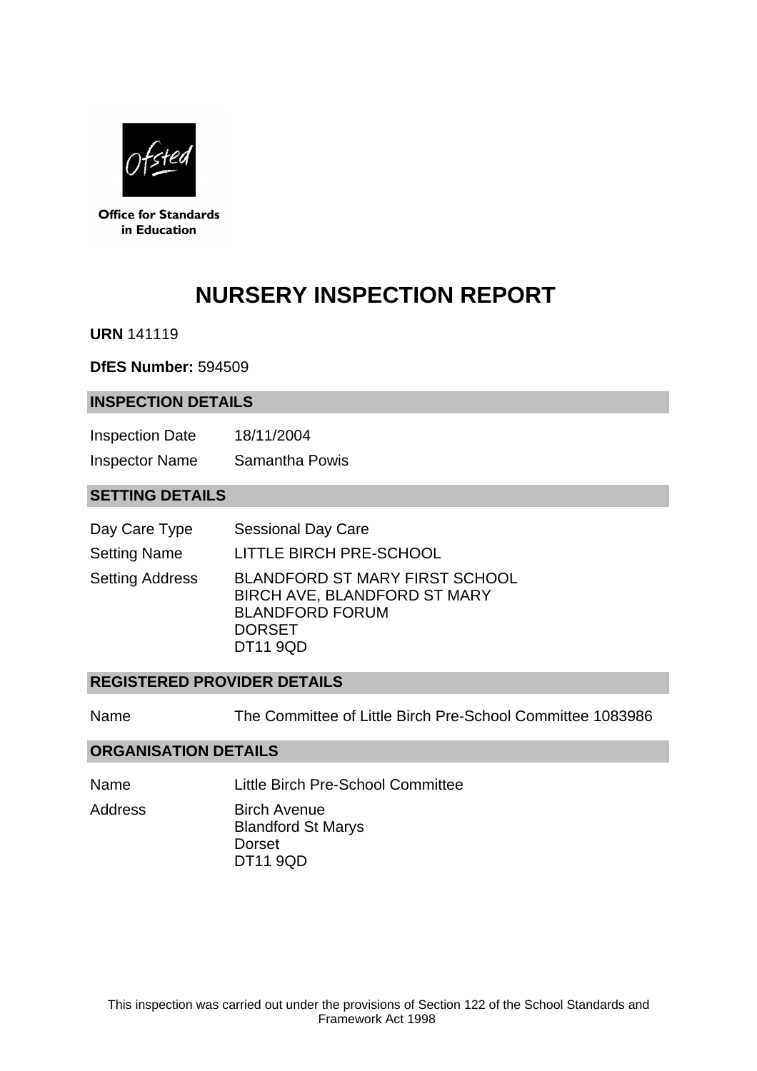Office for Standards in Education

# NURSERY INSPECTION REPORT

**URN** 141119

**DfES Number:** 594509

## INSPECTION DETAILS

| | |
|---|---|
| Inspection Date | 18/11/2004 |
| Inspector Name | Samantha Powis |

## SETTING DETAILS

| | |
|---|---|
| Day Care Type | Sessional Day Care |
| Setting Name | LITTLE BIRCH PRE-SCHOOL |
| Setting Address | BLANDFORD ST MARY FIRST SCHOOL<br>BIRCH AVE, BLANDFORD ST MARY<br>BLANDFORD FORUM<br>DORSET<br>DT11 9QD |

## REGISTERED PROVIDER DETAILS

| | |
|---|---|
| Name | The Committee of Little Birch Pre-School Committee 1083986 |

## ORGANISATION DETAILS

| | |
|---|---|
| Name | Little Birch Pre-School Committee |
| Address | Birch Avenue<br>Blandford St Marys<br>Dorset<br>DT11 9QD |

This inspection was carried out under the provisions of Section 122 of the School Standards and Framework Act 1998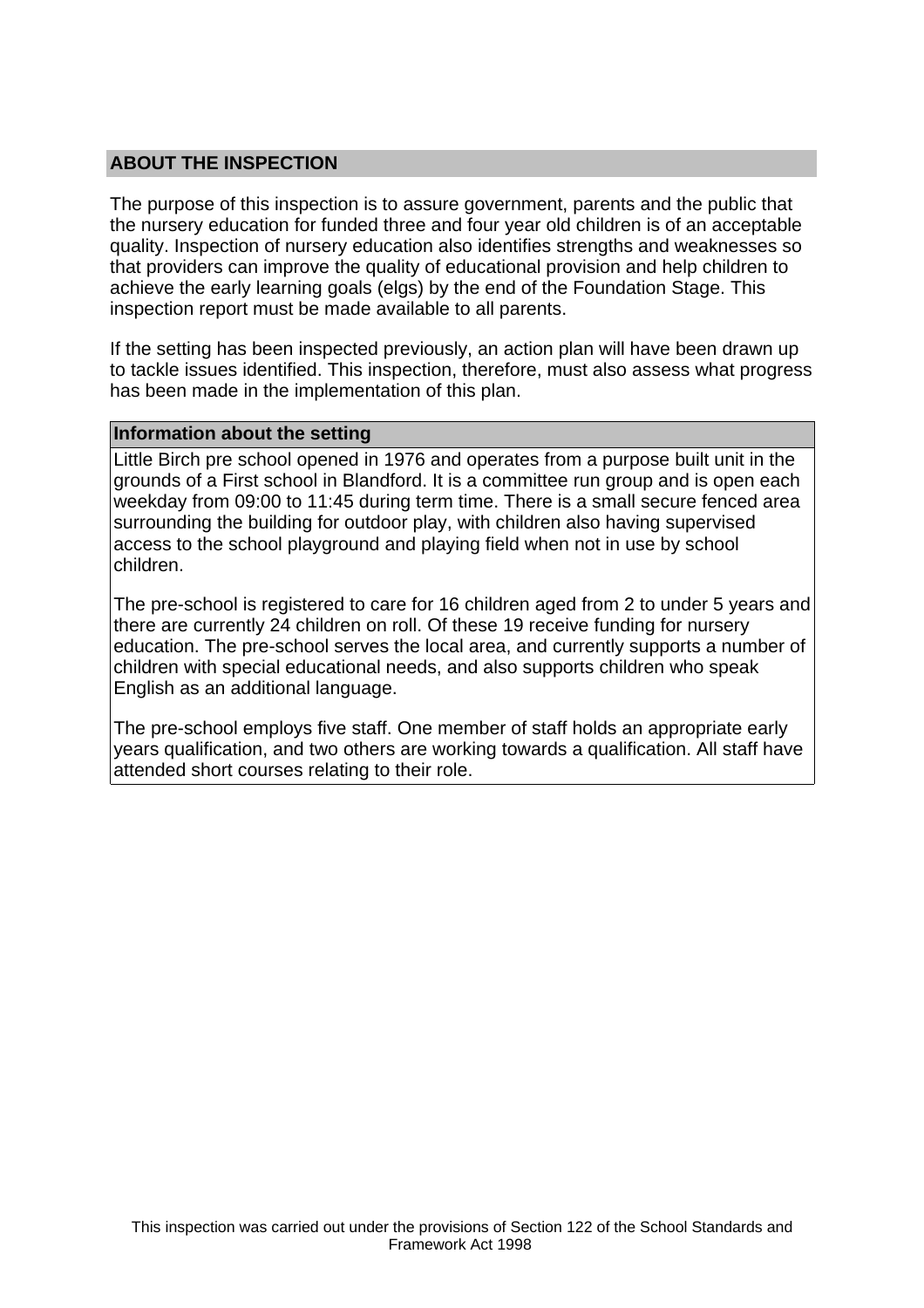## ABOUT THE INSPECTION

The purpose of this inspection is to assure government, parents and the public that the nursery education for funded three and four year old children is of an acceptable quality. Inspection of nursery education also identifies strengths and weaknesses so that providers can improve the quality of educational provision and help children to achieve the early learning goals (elgs) by the end of the Foundation Stage. This inspection report must be made available to all parents.

If the setting has been inspected previously, an action plan will have been drawn up to tackle issues identified. This inspection, therefore, must also assess what progress has been made in the implementation of this plan.

### Information about the setting

Little Birch pre school opened in 1976 and operates from a purpose built unit in the grounds of a First school in Blandford. It is a committee run group and is open each weekday from 09:00 to 11:45 during term time. There is a small secure fenced area surrounding the building for outdoor play, with children also having supervised access to the school playground and playing field when not in use by school children.

The pre-school is registered to care for 16 children aged from 2 to under 5 years and there are currently 24 children on roll. Of these 19 receive funding for nursery education. The pre-school serves the local area, and currently supports a number of children with special educational needs, and also supports children who speak English as an additional language.

The pre-school employs five staff. One member of staff holds an appropriate early years qualification, and two others are working towards a qualification. All staff have attended short courses relating to their role.

This inspection was carried out under the provisions of Section 122 of the School Standards and Framework Act 1998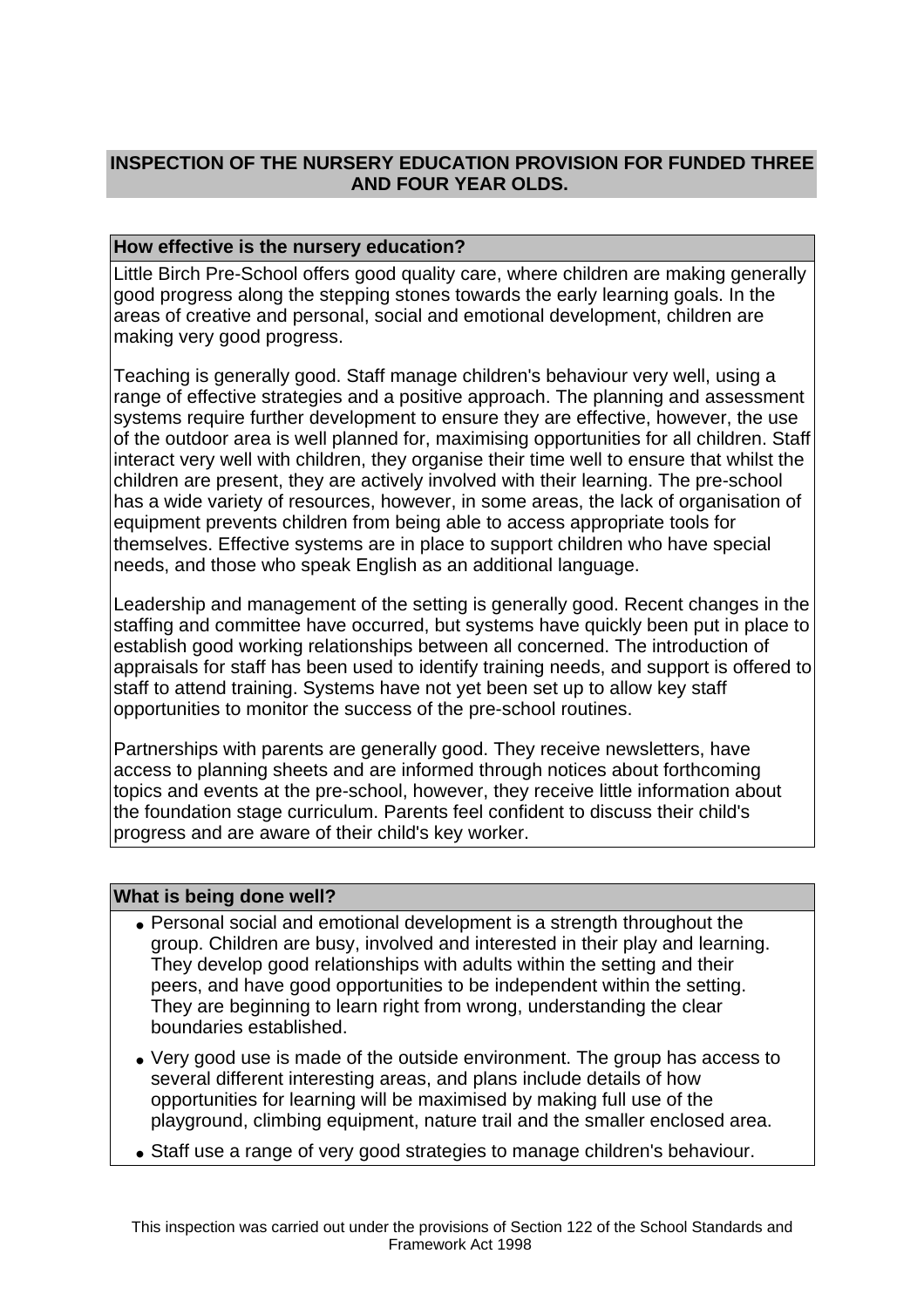## INSPECTION OF THE NURSERY EDUCATION PROVISION FOR FUNDED THREE AND FOUR YEAR OLDS.

### How effective is the nursery education?

Little Birch Pre-School offers good quality care, where children are making generally good progress along the stepping stones towards the early learning goals. In the areas of creative and personal, social and emotional development, children are making very good progress.

Teaching is generally good. Staff manage children's behaviour very well, using a range of effective strategies and a positive approach. The planning and assessment systems require further development to ensure they are effective, however, the use of the outdoor area is well planned for, maximising opportunities for all children. Staff interact very well with children, they organise their time well to ensure that whilst the children are present, they are actively involved with their learning. The pre-school has a wide variety of resources, however, in some areas, the lack of organisation of equipment prevents children from being able to access appropriate tools for themselves. Effective systems are in place to support children who have special needs, and those who speak English as an additional language.

Leadership and management of the setting is generally good. Recent changes in the staffing and committee have occurred, but systems have quickly been put in place to establish good working relationships between all concerned. The introduction of appraisals for staff has been used to identify training needs, and support is offered to staff to attend training. Systems have not yet been set up to allow key staff opportunities to monitor the success of the pre-school routines.

Partnerships with parents are generally good. They receive newsletters, have access to planning sheets and are informed through notices about forthcoming topics and events at the pre-school, however, they receive little information about the foundation stage curriculum. Parents feel confident to discuss their child's progress and are aware of their child's key worker.

### What is being done well?

- Personal social and emotional development is a strength throughout the group. Children are busy, involved and interested in their play and learning. They develop good relationships with adults within the setting and their peers, and have good opportunities to be independent within the setting. They are beginning to learn right from wrong, understanding the clear boundaries established.
- Very good use is made of the outside environment. The group has access to several different interesting areas, and plans include details of how opportunities for learning will be maximised by making full use of the playground, climbing equipment, nature trail and the smaller enclosed area.
- Staff use a range of very good strategies to manage children's behaviour.

This inspection was carried out under the provisions of Section 122 of the School Standards and Framework Act 1998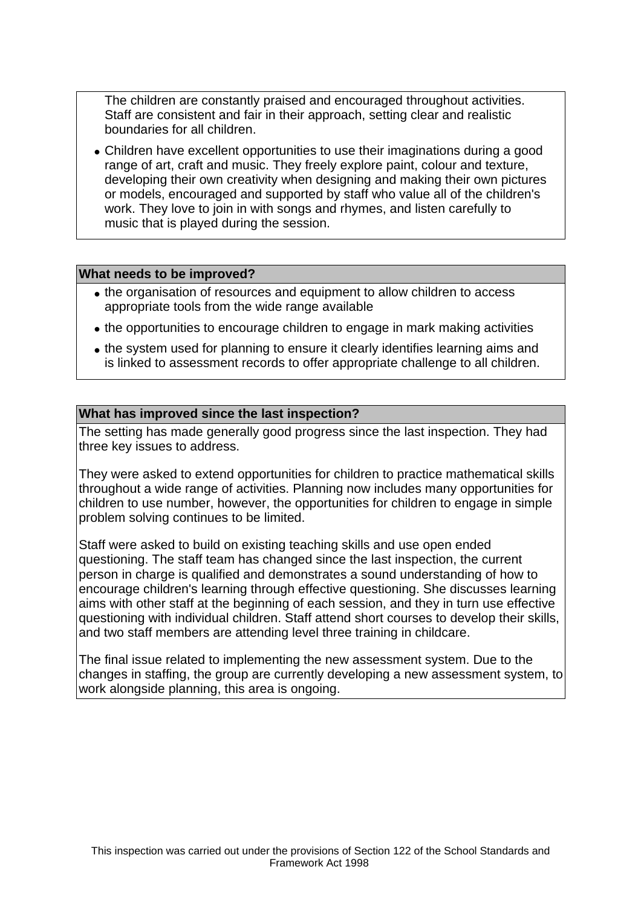The children are constantly praised and encouraged throughout activities. Staff are consistent and fair in their approach, setting clear and realistic boundaries for all children.

- Children have excellent opportunities to use their imaginations during a good range of art, craft and music. They freely explore paint, colour and texture, developing their own creativity when designing and making their own pictures or models, encouraged and supported by staff who value all of the children's work. They love to join in with songs and rhymes, and listen carefully to music that is played during the session.

**What needs to be improved?**

- the organisation of resources and equipment to allow children to access appropriate tools from the wide range available
- the opportunities to encourage children to engage in mark making activities
- the system used for planning to ensure it clearly identifies learning aims and is linked to assessment records to offer appropriate challenge to all children.

**What has improved since the last inspection?**

The setting has made generally good progress since the last inspection. They had three key issues to address.

They were asked to extend opportunities for children to practice mathematical skills throughout a wide range of activities. Planning now includes many opportunities for children to use number, however, the opportunities for children to engage in simple problem solving continues to be limited.

Staff were asked to build on existing teaching skills and use open ended questioning. The staff team has changed since the last inspection, the current person in charge is qualified and demonstrates a sound understanding of how to encourage children's learning through effective questioning. She discusses learning aims with other staff at the beginning of each session, and they in turn use effective questioning with individual children. Staff attend short courses to develop their skills, and two staff members are attending level three training in childcare.

The final issue related to implementing the new assessment system. Due to the changes in staffing, the group are currently developing a new assessment system, to work alongside planning, this area is ongoing.

This inspection was carried out under the provisions of Section 122 of the School Standards and Framework Act 1998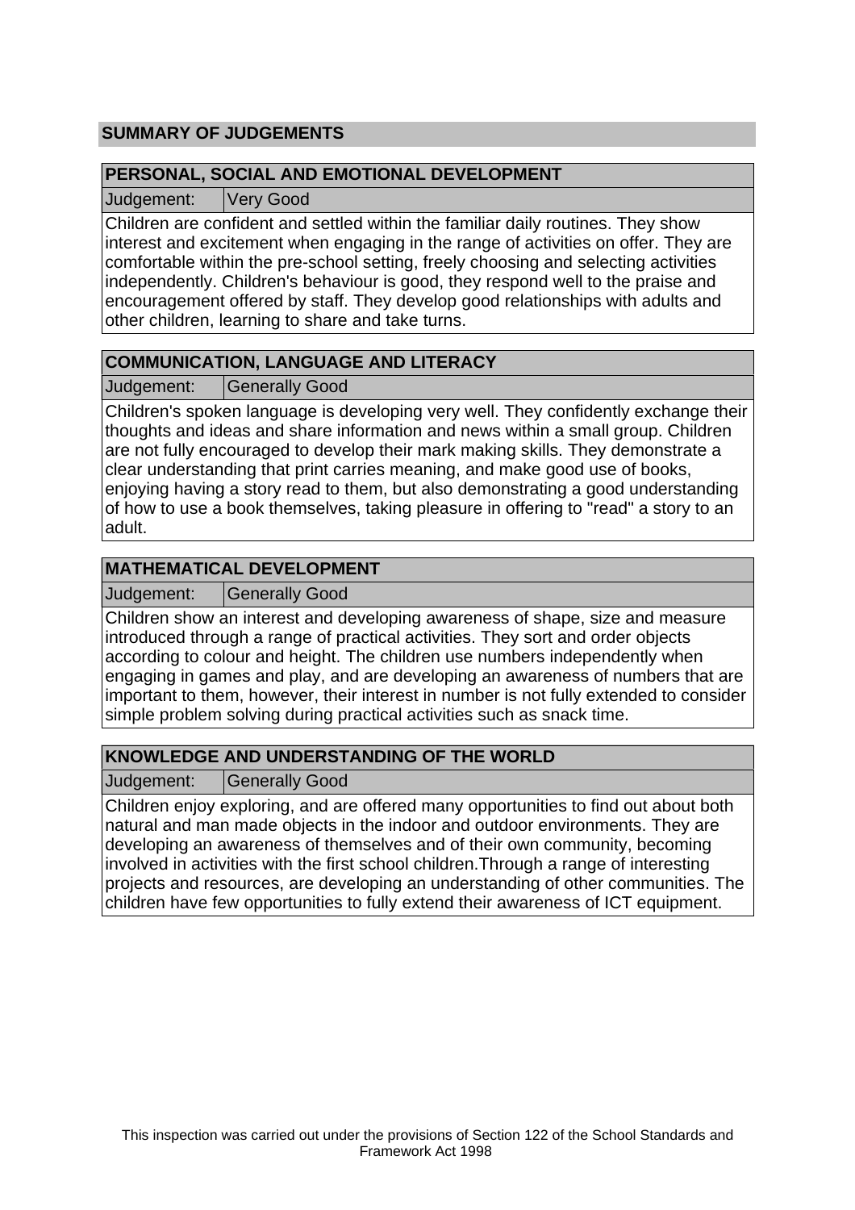## SUMMARY OF JUDGEMENTS

### PERSONAL, SOCIAL AND EMOTIONAL DEVELOPMENT

| Judgement: | Very Good |
|---|---|

Children are confident and settled within the familiar daily routines. They show interest and excitement when engaging in the range of activities on offer. They are comfortable within the pre-school setting, freely choosing and selecting activities independently. Children's behaviour is good, they respond well to the praise and encouragement offered by staff. They develop good relationships with adults and other children, learning to share and take turns.

### COMMUNICATION, LANGUAGE AND LITERACY

| Judgement: | Generally Good |
|---|---|

Children's spoken language is developing very well. They confidently exchange their thoughts and ideas and share information and news within a small group. Children are not fully encouraged to develop their mark making skills. They demonstrate a clear understanding that print carries meaning, and make good use of books, enjoying having a story read to them, but also demonstrating a good understanding of how to use a book themselves, taking pleasure in offering to "read" a story to an adult.

### MATHEMATICAL DEVELOPMENT

| Judgement: | Generally Good |
|---|---|

Children show an interest and developing awareness of shape, size and measure introduced through a range of practical activities. They sort and order objects according to colour and height. The children use numbers independently when engaging in games and play, and are developing an awareness of numbers that are important to them, however, their interest in number is not fully extended to consider simple problem solving during practical activities such as snack time.

### KNOWLEDGE AND UNDERSTANDING OF THE WORLD

| Judgement: | Generally Good |
|---|---|

Children enjoy exploring, and are offered many opportunities to find out about both natural and man made objects in the indoor and outdoor environments. They are developing an awareness of themselves and of their own community, becoming involved in activities with the first school children.Through a range of interesting projects and resources, are developing an understanding of other communities. The children have few opportunities to fully extend their awareness of ICT equipment.

This inspection was carried out under the provisions of Section 122 of the School Standards and Framework Act 1998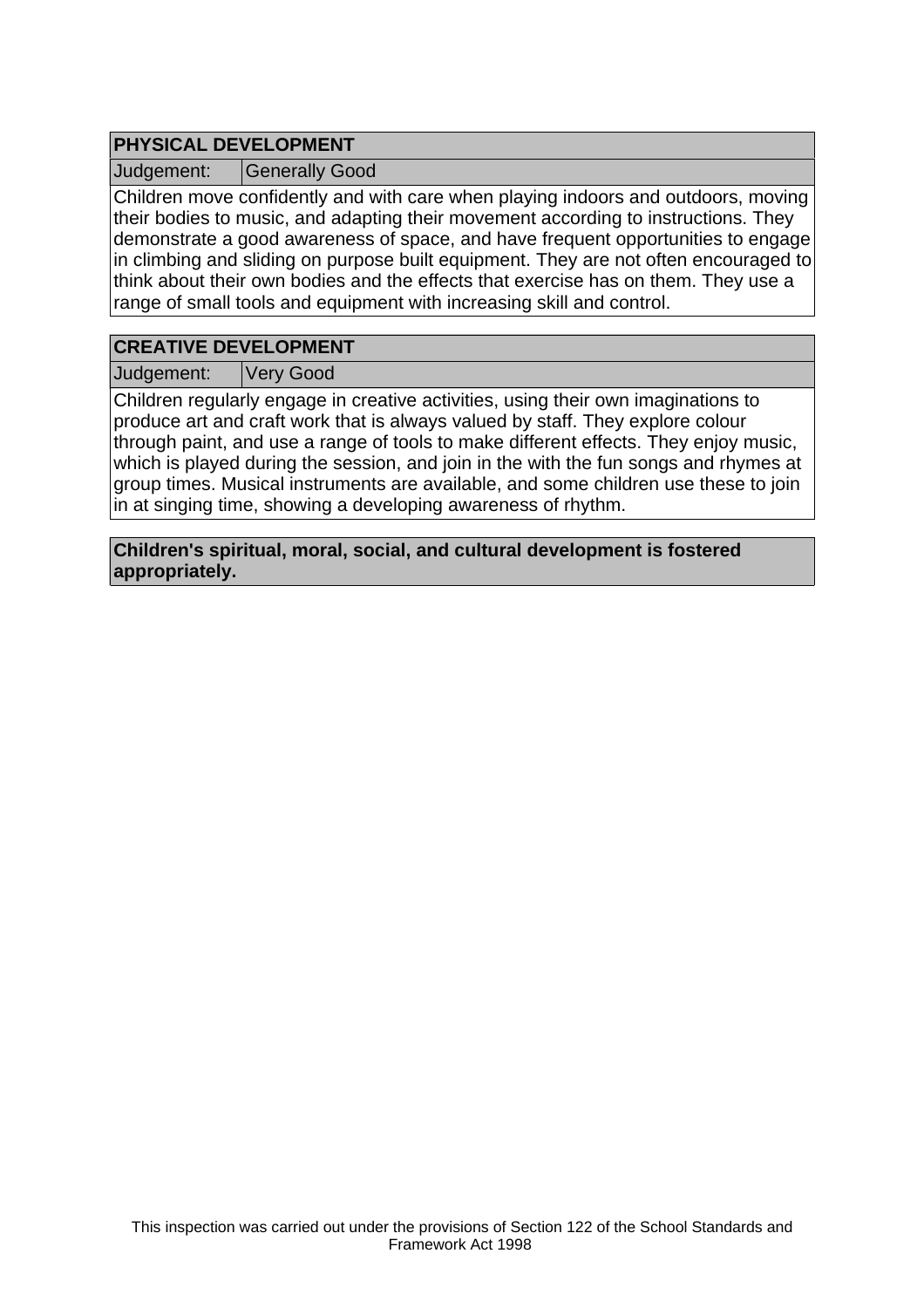| PHYSICAL DEVELOPMENT | |
|---|---|
| Judgement: | Generally Good |

Children move confidently and with care when playing indoors and outdoors, moving their bodies to music, and adapting their movement according to instructions. They demonstrate a good awareness of space, and have frequent opportunities to engage in climbing and sliding on purpose built equipment. They are not often encouraged to think about their own bodies and the effects that exercise has on them. They use a range of small tools and equipment with increasing skill and control.

| CREATIVE DEVELOPMENT | |
|---|---|
| Judgement: | Very Good |

Children regularly engage in creative activities, using their own imaginations to produce art and craft work that is always valued by staff. They explore colour through paint, and use a range of tools to make different effects. They enjoy music, which is played during the session, and join in the with the fun songs and rhymes at group times. Musical instruments are available, and some children use these to join in at singing time, showing a developing awareness of rhythm.

**Children's spiritual, moral, social, and cultural development is fostered appropriately.**

This inspection was carried out under the provisions of Section 122 of the School Standards and Framework Act 1998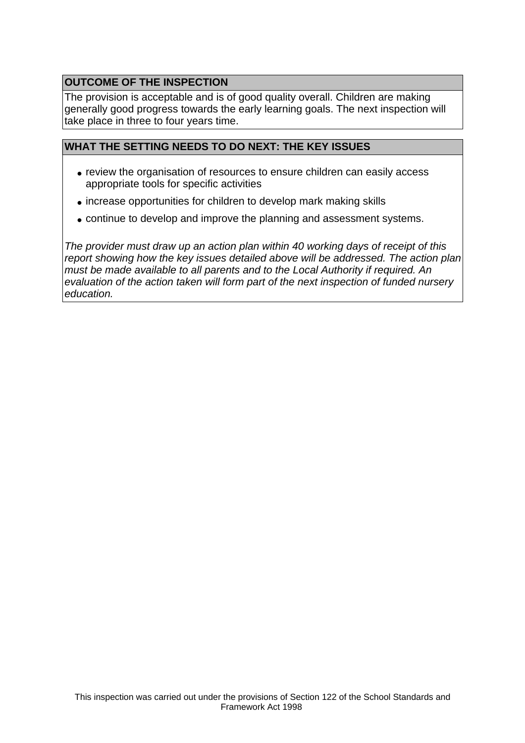## OUTCOME OF THE INSPECTION

The provision is acceptable and is of good quality overall. Children are making generally good progress towards the early learning goals. The next inspection will take place in three to four years time.

## WHAT THE SETTING NEEDS TO DO NEXT: THE KEY ISSUES

- review the organisation of resources to ensure children can easily access appropriate tools for specific activities
- increase opportunities for children to develop mark making skills
- continue to develop and improve the planning and assessment systems.

*The provider must draw up an action plan within 40 working days of receipt of this report showing how the key issues detailed above will be addressed. The action plan must be made available to all parents and to the Local Authority if required. An evaluation of the action taken will form part of the next inspection of funded nursery education.*

This inspection was carried out under the provisions of Section 122 of the School Standards and Framework Act 1998